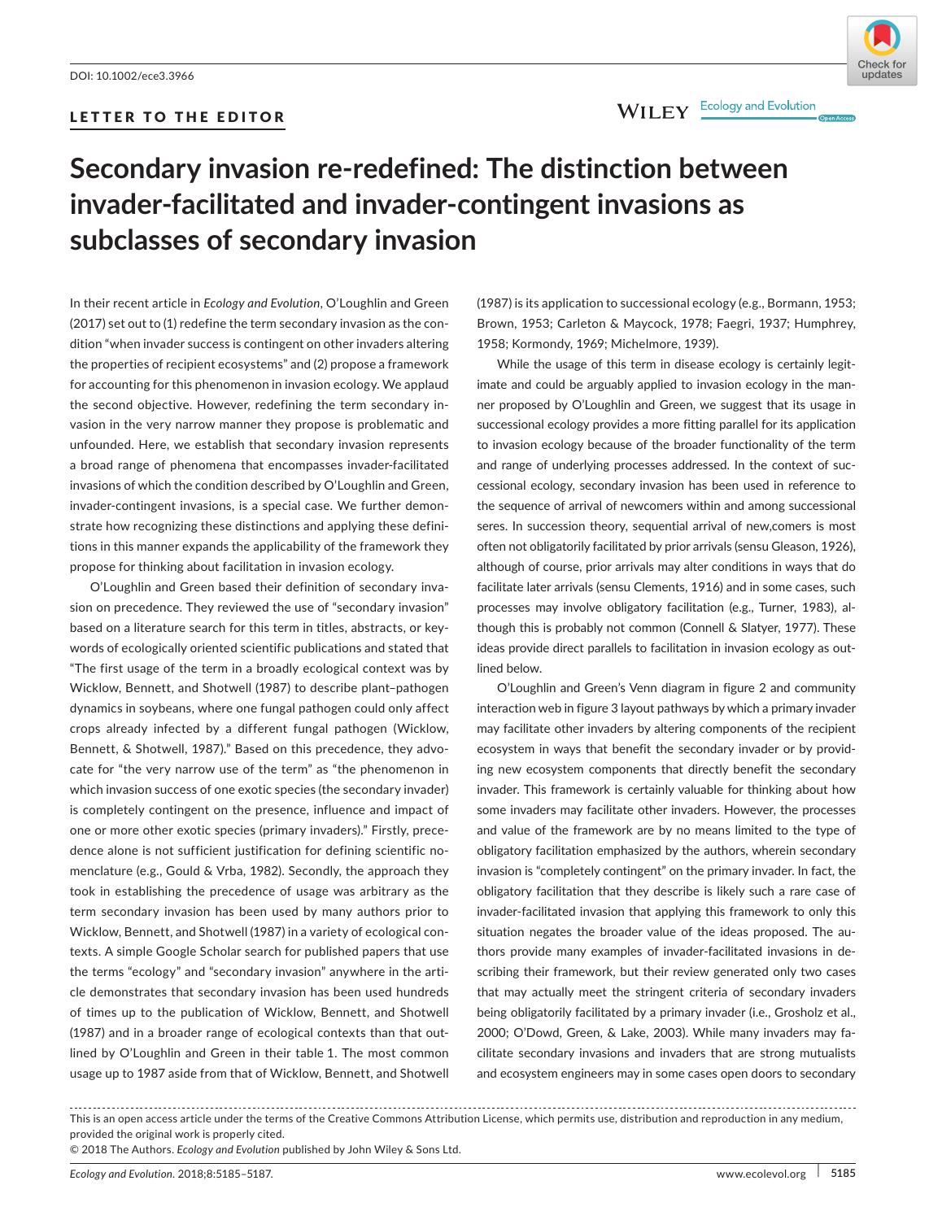DOI: 10.1002/ece3.3966

LETTER TO THE EDITOR

# Secondary invasion re-redefined: The distinction between invader-facilitated and invader-contingent invasions as subclasses of secondary invasion

In their recent article in *Ecology and Evolution*, O'Loughlin and Green (2017) set out to (1) redefine the term secondary invasion as the condition "when invader success is contingent on other invaders altering the properties of recipient ecosystems" and (2) propose a framework for accounting for this phenomenon in invasion ecology. We applaud the second objective. However, redefining the term secondary invasion in the very narrow manner they propose is problematic and unfounded. Here, we establish that secondary invasion represents a broad range of phenomena that encompasses invader-facilitated invasions of which the condition described by O'Loughlin and Green, invader-contingent invasions, is a special case. We further demonstrate how recognizing these distinctions and applying these definitions in this manner expands the applicability of the framework they propose for thinking about facilitation in invasion ecology.

O'Loughlin and Green based their definition of secondary invasion on precedence. They reviewed the use of "secondary invasion" based on a literature search for this term in titles, abstracts, or keywords of ecologically oriented scientific publications and stated that "The first usage of the term in a broadly ecological context was by Wicklow, Bennett, and Shotwell (1987) to describe plant–pathogen dynamics in soybeans, where one fungal pathogen could only affect crops already infected by a different fungal pathogen (Wicklow, Bennett, & Shotwell, 1987)." Based on this precedence, they advocate for "the very narrow use of the term" as "the phenomenon in which invasion success of one exotic species (the secondary invader) is completely contingent on the presence, influence and impact of one or more other exotic species (primary invaders)." Firstly, precedence alone is not sufficient justification for defining scientific nomenclature (e.g., Gould & Vrba, 1982). Secondly, the approach they took in establishing the precedence of usage was arbitrary as the term secondary invasion has been used by many authors prior to Wicklow, Bennett, and Shotwell (1987) in a variety of ecological contexts. A simple Google Scholar search for published papers that use the terms "ecology" and "secondary invasion" anywhere in the article demonstrates that secondary invasion has been used hundreds of times up to the publication of Wicklow, Bennett, and Shotwell (1987) and in a broader range of ecological contexts than that outlined by O'Loughlin and Green in their table 1. The most common usage up to 1987 aside from that of Wicklow, Bennett, and Shotwell (1987) is its application to successional ecology (e.g., Bormann, 1953; Brown, 1953; Carleton & Maycock, 1978; Faegri, 1937; Humphrey, 1958; Kormondy, 1969; Michelmore, 1939).

While the usage of this term in disease ecology is certainly legitimate and could be arguably applied to invasion ecology in the manner proposed by O'Loughlin and Green, we suggest that its usage in successional ecology provides a more fitting parallel for its application to invasion ecology because of the broader functionality of the term and range of underlying processes addressed. In the context of successional ecology, secondary invasion has been used in reference to the sequence of arrival of newcomers within and among successional seres. In succession theory, sequential arrival of new,comers is most often not obligatorily facilitated by prior arrivals (sensu Gleason, 1926), although of course, prior arrivals may alter conditions in ways that do facilitate later arrivals (sensu Clements, 1916) and in some cases, such processes may involve obligatory facilitation (e.g., Turner, 1983), although this is probably not common (Connell & Slatyer, 1977). These ideas provide direct parallels to facilitation in invasion ecology as outlined below.

O'Loughlin and Green's Venn diagram in figure 2 and community interaction web in figure 3 layout pathways by which a primary invader may facilitate other invaders by altering components of the recipient ecosystem in ways that benefit the secondary invader or by providing new ecosystem components that directly benefit the secondary invader. This framework is certainly valuable for thinking about how some invaders may facilitate other invaders. However, the processes and value of the framework are by no means limited to the type of obligatory facilitation emphasized by the authors, wherein secondary invasion is "completely contingent" on the primary invader. In fact, the obligatory facilitation that they describe is likely such a rare case of invader-facilitated invasion that applying this framework to only this situation negates the broader value of the ideas proposed. The authors provide many examples of invader-facilitated invasions in describing their framework, but their review generated only two cases that may actually meet the stringent criteria of secondary invaders being obligatorily facilitated by a primary invader (i.e., Grosholz et al., 2000; O'Dowd, Green, & Lake, 2003). While many invaders may facilitate secondary invasions and invaders that are strong mutualists and ecosystem engineers may in some cases open doors to secondary

This is an open access article under the terms of the Creative Commons Attribution License, which permits use, distribution and reproduction in any medium, provided the original work is properly cited.
© 2018 The Authors. *Ecology and Evolution* published by John Wiley & Sons Ltd.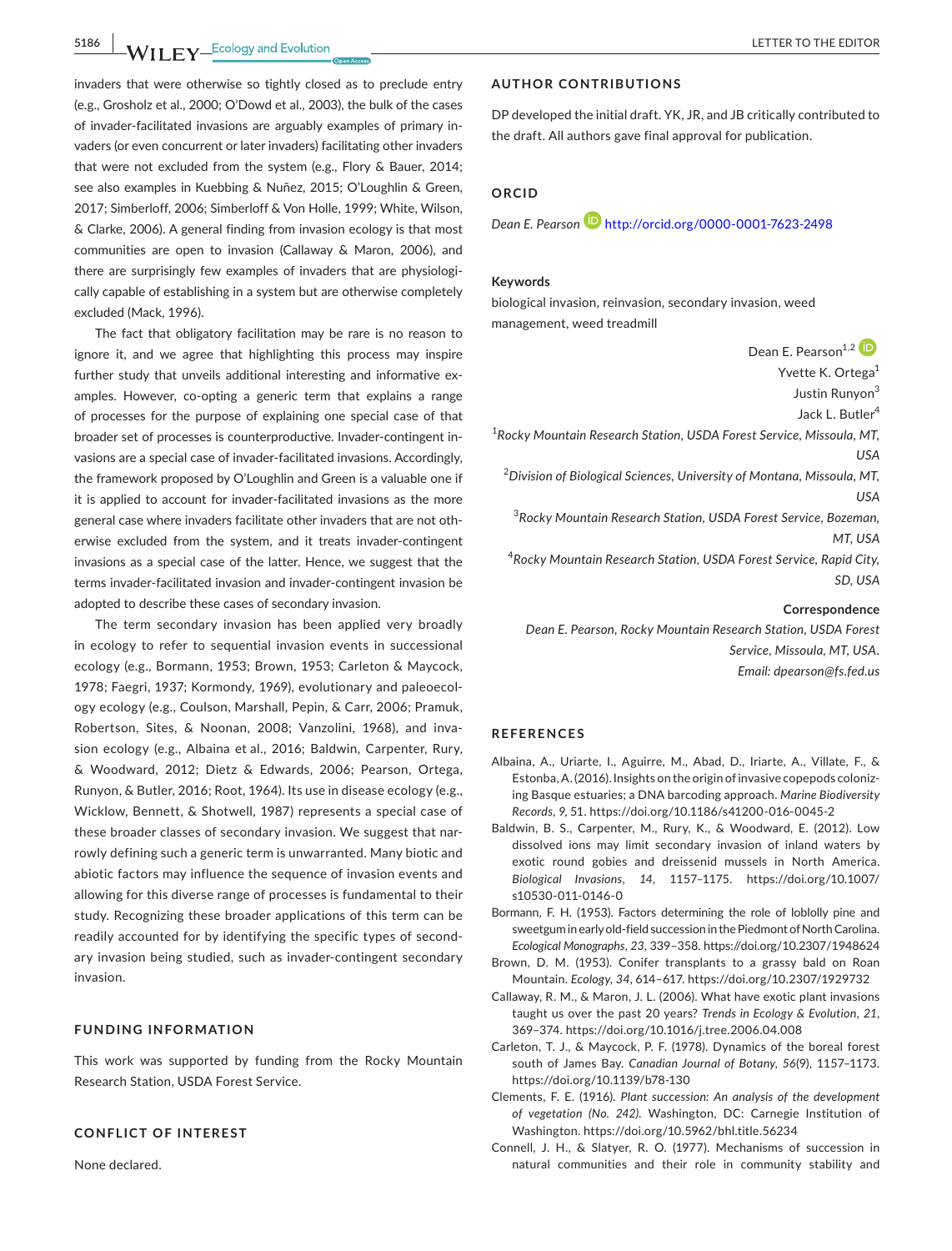invaders that were otherwise so tightly closed as to preclude entry (e.g., Grosholz et al., 2000; O'Dowd et al., 2003), the bulk of the cases of invader-facilitated invasions are arguably examples of primary invaders (or even concurrent or later invaders) facilitating other invaders that were not excluded from the system (e.g., Flory & Bauer, 2014; see also examples in Kuebbing & Nuñez, 2015; O'Loughlin & Green, 2017; Simberloff, 2006; Simberloff & Von Holle, 1999; White, Wilson, & Clarke, 2006). A general finding from invasion ecology is that most communities are open to invasion (Callaway & Maron, 2006), and there are surprisingly few examples of invaders that are physiologically capable of establishing in a system but are otherwise completely excluded (Mack, 1996).

The fact that obligatory facilitation may be rare is no reason to ignore it, and we agree that highlighting this process may inspire further study that unveils additional interesting and informative examples. However, co-opting a generic term that explains a range of processes for the purpose of explaining one special case of that broader set of processes is counterproductive. Invader-contingent invasions are a special case of invader-facilitated invasions. Accordingly, the framework proposed by O'Loughlin and Green is a valuable one if it is applied to account for invader-facilitated invasions as the more general case where invaders facilitate other invaders that are not otherwise excluded from the system, and it treats invader-contingent invasions as a special case of the latter. Hence, we suggest that the terms invader-facilitated invasion and invader-contingent invasion be adopted to describe these cases of secondary invasion.

The term secondary invasion has been applied very broadly in ecology to refer to sequential invasion events in successional ecology (e.g., Bormann, 1953; Brown, 1953; Carleton & Maycock, 1978; Faegri, 1937; Kormondy, 1969), evolutionary and paleoecology ecology (e.g., Coulson, Marshall, Pepin, & Carr, 2006; Pramuk, Robertson, Sites, & Noonan, 2008; Vanzolini, 1968), and invasion ecology (e.g., Albaina et al., 2016; Baldwin, Carpenter, Rury, & Woodward, 2012; Dietz & Edwards, 2006; Pearson, Ortega, Runyon, & Butler, 2016; Root, 1964). Its use in disease ecology (e.g., Wicklow, Bennett, & Shotwell, 1987) represents a special case of these broader classes of secondary invasion. We suggest that narrowly defining such a generic term is unwarranted. Many biotic and abiotic factors may influence the sequence of invasion events and allowing for this diverse range of processes is fundamental to their study. Recognizing these broader applications of this term can be readily accounted for by identifying the specific types of secondary invasion being studied, such as invader-contingent secondary invasion.

## FUNDING INFORMATION

This work was supported by funding from the Rocky Mountain Research Station, USDA Forest Service.

## CONFLICT OF INTEREST

None declared.

## AUTHOR CONTRIBUTIONS

DP developed the initial draft. YK, JR, and JB critically contributed to the draft. All authors gave final approval for publication.

## ORCID

*Dean E. Pearson* http://orcid.org/0000-0001-7623-2498

**Keywords**

biological invasion, reinvasion, secondary invasion, weed management, weed treadmill

Dean E. Pearson[1,2]
Yvette K. Ortega[1]
Justin Runyon[3]
Jack L. Butler[4]

[1]*Rocky Mountain Research Station, USDA Forest Service, Missoula, MT, USA*
[2]*Division of Biological Sciences, University of Montana, Missoula, MT, USA*
[3]*Rocky Mountain Research Station, USDA Forest Service, Bozeman, MT, USA*
[4]*Rocky Mountain Research Station, USDA Forest Service, Rapid City, SD, USA*

**Correspondence**

*Dean E. Pearson, Rocky Mountain Research Station, USDA Forest Service, Missoula, MT, USA.*
*Email: dpearson@fs.fed.us*

## REFERENCES

Albaina, A., Uriarte, I., Aguirre, M., Abad, D., Iriarte, A., Villate, F., & Estonba, A. (2016). Insights on the origin of invasive copepods colonizing Basque estuaries; a DNA barcoding approach. *Marine Biodiversity Records*, *9*, 51. https://doi.org/10.1186/s41200-016-0045-2

Baldwin, B. S., Carpenter, M., Rury, K., & Woodward, E. (2012). Low dissolved ions may limit secondary invasion of inland waters by exotic round gobies and dreissenid mussels in North America. *Biological Invasions*, *14*, 1157–1175. https://doi.org/10.1007/s10530-011-0146-0

Bormann, F. H. (1953). Factors determining the role of loblolly pine and sweetgum in early old-field succession in the Piedmont of North Carolina. *Ecological Monographs*, *23*, 339–358. https://doi.org/10.2307/1948624

Brown, D. M. (1953). Conifer transplants to a grassy bald on Roan Mountain. *Ecology*, *34*, 614–617. https://doi.org/10.2307/1929732

Callaway, R. M., & Maron, J. L. (2006). What have exotic plant invasions taught us over the past 20 years? *Trends in Ecology & Evolution*, *21*, 369–374. https://doi.org/10.1016/j.tree.2006.04.008

Carleton, T. J., & Maycock, P. F. (1978). Dynamics of the boreal forest south of James Bay. *Canadian Journal of Botany*, *56*(9), 1157–1173. https://doi.org/10.1139/b78-130

Clements, F. E. (1916). *Plant succession: An analysis of the development of vegetation (No. 242)*. Washington, DC: Carnegie Institution of Washington. https://doi.org/10.5962/bhl.title.56234

Connell, J. H., & Slatyer, R. O. (1977). Mechanisms of succession in natural communities and their role in community stability and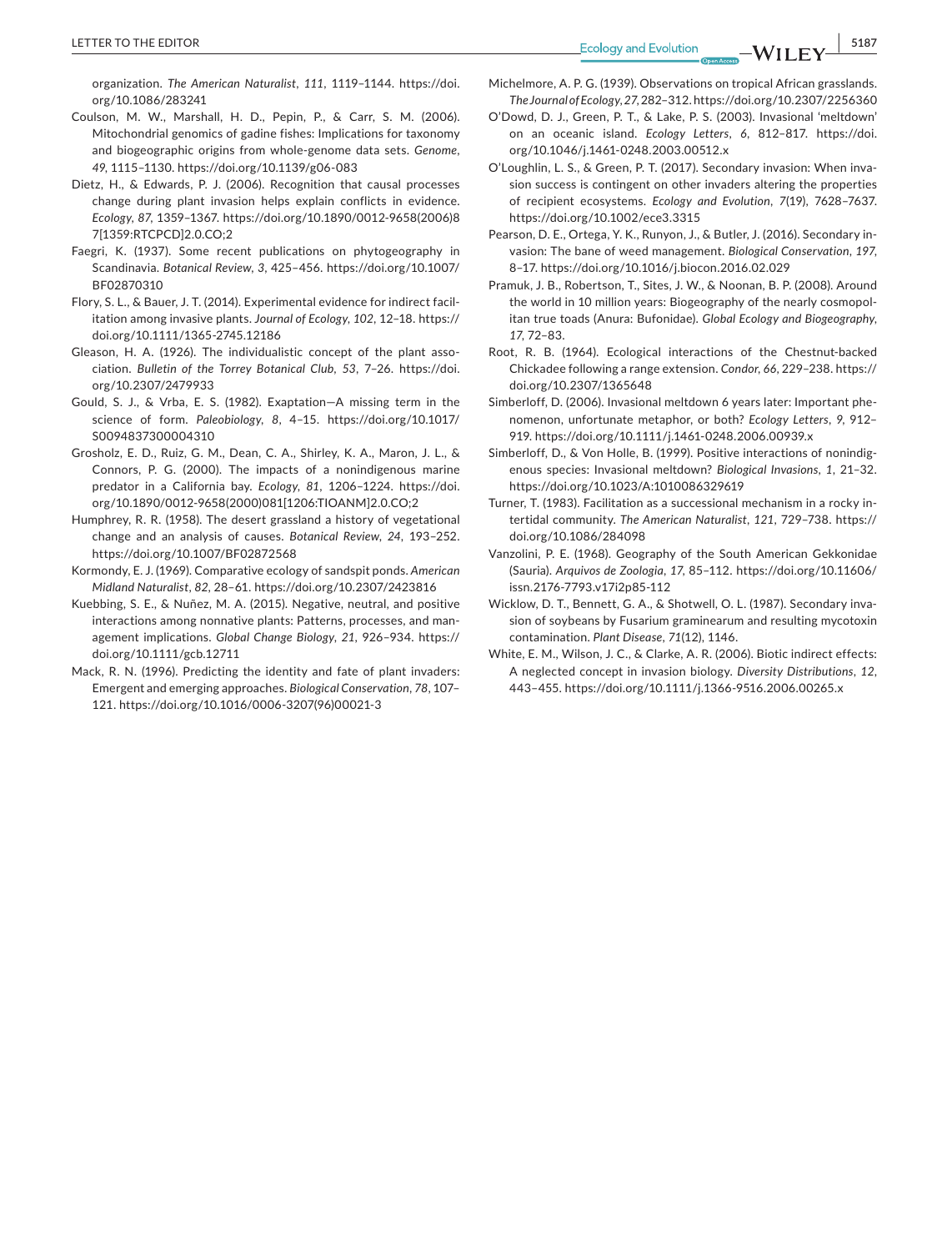organization. *The American Naturalist*, *111*, 1119–1144. https://doi.org/10.1086/283241

Coulson, M. W., Marshall, H. D., Pepin, P., & Carr, S. M. (2006). Mitochondrial genomics of gadine fishes: Implications for taxonomy and biogeographic origins from whole-genome data sets. *Genome*, *49*, 1115–1130. https://doi.org/10.1139/g06-083

Dietz, H., & Edwards, P. J. (2006). Recognition that causal processes change during plant invasion helps explain conflicts in evidence. *Ecology*, *87*, 1359–1367. https://doi.org/10.1890/0012-9658(2006)87[1359:RTCPCD]2.0.CO;2

Faegri, K. (1937). Some recent publications on phytogeography in Scandinavia. *Botanical Review*, *3*, 425–456. https://doi.org/10.1007/BF02870310

Flory, S. L., & Bauer, J. T. (2014). Experimental evidence for indirect facilitation among invasive plants. *Journal of Ecology*, *102*, 12–18. https://doi.org/10.1111/1365-2745.12186

Gleason, H. A. (1926). The individualistic concept of the plant association. *Bulletin of the Torrey Botanical Club*, *53*, 7–26. https://doi.org/10.2307/2479933

Gould, S. J., & Vrba, E. S. (1982). Exaptation—A missing term in the science of form. *Paleobiology*, *8*, 4–15. https://doi.org/10.1017/S0094837300004310

Grosholz, E. D., Ruiz, G. M., Dean, C. A., Shirley, K. A., Maron, J. L., & Connors, P. G. (2000). The impacts of a nonindigenous marine predator in a California bay. *Ecology*, *81*, 1206–1224. https://doi.org/10.1890/0012-9658(2000)081[1206:TIOANM]2.0.CO;2

Humphrey, R. R. (1958). The desert grassland a history of vegetational change and an analysis of causes. *Botanical Review*, *24*, 193–252. https://doi.org/10.1007/BF02872568

Kormondy, E. J. (1969). Comparative ecology of sandspit ponds. *American Midland Naturalist*, *82*, 28–61. https://doi.org/10.2307/2423816

Kuebbing, S. E., & Nuñez, M. A. (2015). Negative, neutral, and positive interactions among nonnative plants: Patterns, processes, and management implications. *Global Change Biology*, *21*, 926–934. https://doi.org/10.1111/gcb.12711

Mack, R. N. (1996). Predicting the identity and fate of plant invaders: Emergent and emerging approaches. *Biological Conservation*, *78*, 107–121. https://doi.org/10.1016/0006-3207(96)00021-3

Michelmore, A. P. G. (1939). Observations on tropical African grasslands. *The Journal of Ecology*, *27*, 282–312. https://doi.org/10.2307/2256360

O'Dowd, D. J., Green, P. T., & Lake, P. S. (2003). Invasional 'meltdown' on an oceanic island. *Ecology Letters*, *6*, 812–817. https://doi.org/10.1046/j.1461-0248.2003.00512.x

O'Loughlin, L. S., & Green, P. T. (2017). Secondary invasion: When invasion success is contingent on other invaders altering the properties of recipient ecosystems. *Ecology and Evolution*, *7*(19), 7628–7637. https://doi.org/10.1002/ece3.3315

Pearson, D. E., Ortega, Y. K., Runyon, J., & Butler, J. (2016). Secondary invasion: The bane of weed management. *Biological Conservation*, *197*, 8–17. https://doi.org/10.1016/j.biocon.2016.02.029

Pramuk, J. B., Robertson, T., Sites, J. W., & Noonan, B. P. (2008). Around the world in 10 million years: Biogeography of the nearly cosmopolitan true toads (Anura: Bufonidae). *Global Ecology and Biogeography*, *17*, 72–83.

Root, R. B. (1964). Ecological interactions of the Chestnut-backed Chickadee following a range extension. *Condor*, *66*, 229–238. https://doi.org/10.2307/1365648

Simberloff, D. (2006). Invasional meltdown 6 years later: Important phenomenon, unfortunate metaphor, or both? *Ecology Letters*, *9*, 912–919. https://doi.org/10.1111/j.1461-0248.2006.00939.x

Simberloff, D., & Von Holle, B. (1999). Positive interactions of nonindigenous species: Invasional meltdown? *Biological Invasions*, *1*, 21–32. https://doi.org/10.1023/A:1010086329619

Turner, T. (1983). Facilitation as a successional mechanism in a rocky intertidal community. *The American Naturalist*, *121*, 729–738. https://doi.org/10.1086/284098

Vanzolini, P. E. (1968). Geography of the South American Gekkonidae (Sauria). *Arquivos de Zoologia*, *17*, 85–112. https://doi.org/10.11606/issn.2176-7793.v17i2p85-112

Wicklow, D. T., Bennett, G. A., & Shotwell, O. L. (1987). Secondary invasion of soybeans by Fusarium graminearum and resulting mycotoxin contamination. *Plant Disease*, *71*(12), 1146.

White, E. M., Wilson, J. C., & Clarke, A. R. (2006). Biotic indirect effects: A neglected concept in invasion biology. *Diversity Distributions*, *12*, 443–455. https://doi.org/10.1111/j.1366-9516.2006.00265.x